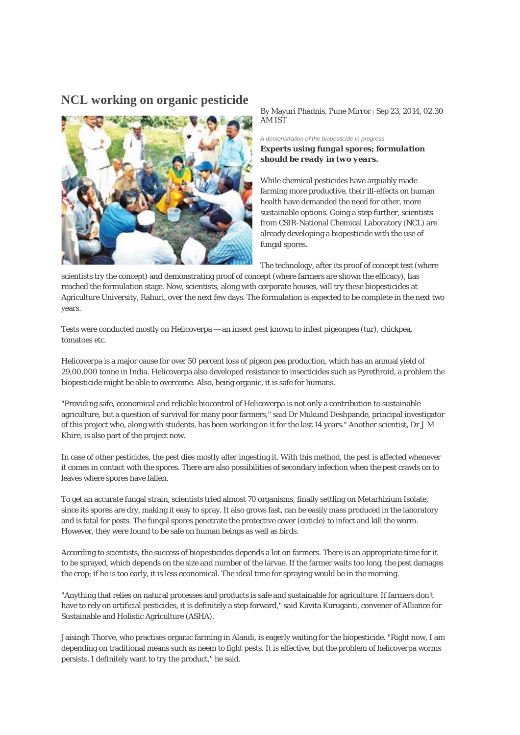# NCL working on organic pesticide

By Mayuri Phadnis, Pune Mirror | Sep 23, 2014, 02.30 AM IST

*A demonstration of the biopesticide in progress*

***Experts using fungal spores; formulation should be ready in two years.***

While chemical pesticides have arguably made farming more productive, their ill-effects on human health have demanded the need for other, more sustainable options. Going a step further, scientists from CSIR-National Chemical Laboratory (NCL) are already developing a biopesticide with the use of fungal spores.

The technology, after its proof of concept test (where scientists try the concept) and demonstrating proof of concept (where farmers are shown the efficacy), has reached the formulation stage. Now, scientists, along with corporate houses, will try these biopesticides at Agriculture University, Rahuri, over the next few days. The formulation is expected to be complete in the next two years.

Tests were conducted mostly on Helicoverpa — an insect pest known to infest pigeonpea (tur), chickpea, tomatoes etc.

Helicoverpa is a major cause for over 50 percent loss of pigeon pea production, which has an annual yield of 29,00,000 tonne in India. Helicoverpa also developed resistance to insecticides such as Pyrethroid, a problem the biopesticide might be able to overcome. Also, being organic, it is safe for humans.

"Providing safe, economical and reliable biocontrol of Helicoverpa is not only a contribution to sustainable agriculture, but a question of survival for many poor farmers," said Dr Mukund Deshpande, principal investigator of this project who, along with students, has been working on it for the last 14 years." Another scientist, Dr J M Khire, is also part of the project now.

In case of other pesticides, the pest dies mostly after ingesting it. With this method, the pest is affected whenever it comes in contact with the spores. There are also possibilities of secondary infection when the pest crawls on to leaves where spores have fallen.

To get an accurate fungal strain, scientists tried almost 70 organisms, finally settling on Metarhizium Isolate, since its spores are dry, making it easy to spray. It also grows fast, can be easily mass produced in the laboratory and is fatal for pests. The fungal spores penetrate the protective cover (cuticle) to infect and kill the worm. However, they were found to be safe on human beings as well as birds.

According to scientists, the success of biopesticides depends a lot on farmers. There is an appropriate time for it to be sprayed, which depends on the size and number of the larvae. If the farmer waits too long, the pest damages the crop; if he is too early, it is less economical. The ideal time for spraying would be in the morning.

"Anything that relies on natural processes and products is safe and sustainable for agriculture. If farmers don't have to rely on artificial pesticides, it is definitely a step forward," said Kavita Kuruganti, convener of Alliance for Sustainable and Holistic Agriculture (ASHA).

Jaisingh Thorve, who practises organic farming in Alandi, is eagerly waiting for the biopesticide. "Right now, I am depending on traditional means such as neem to fight pests. It is effective, but the problem of helicoverpa worms persists. I definitely want to try the product," he said.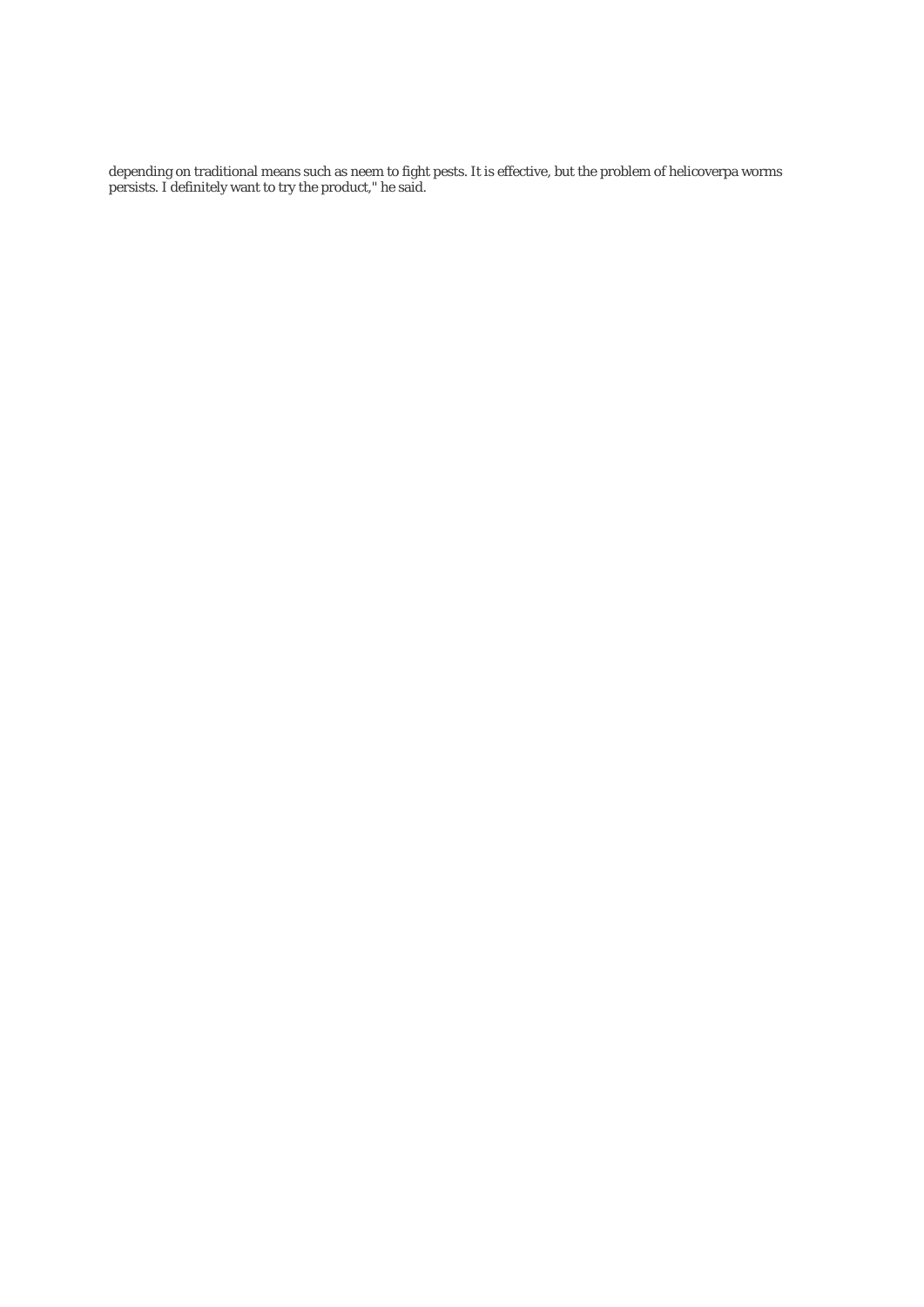depending on traditional means such as neem to fight pests. It is effective, but the problem of helicoverpa worms persists. I definitely want to try the product," he said.